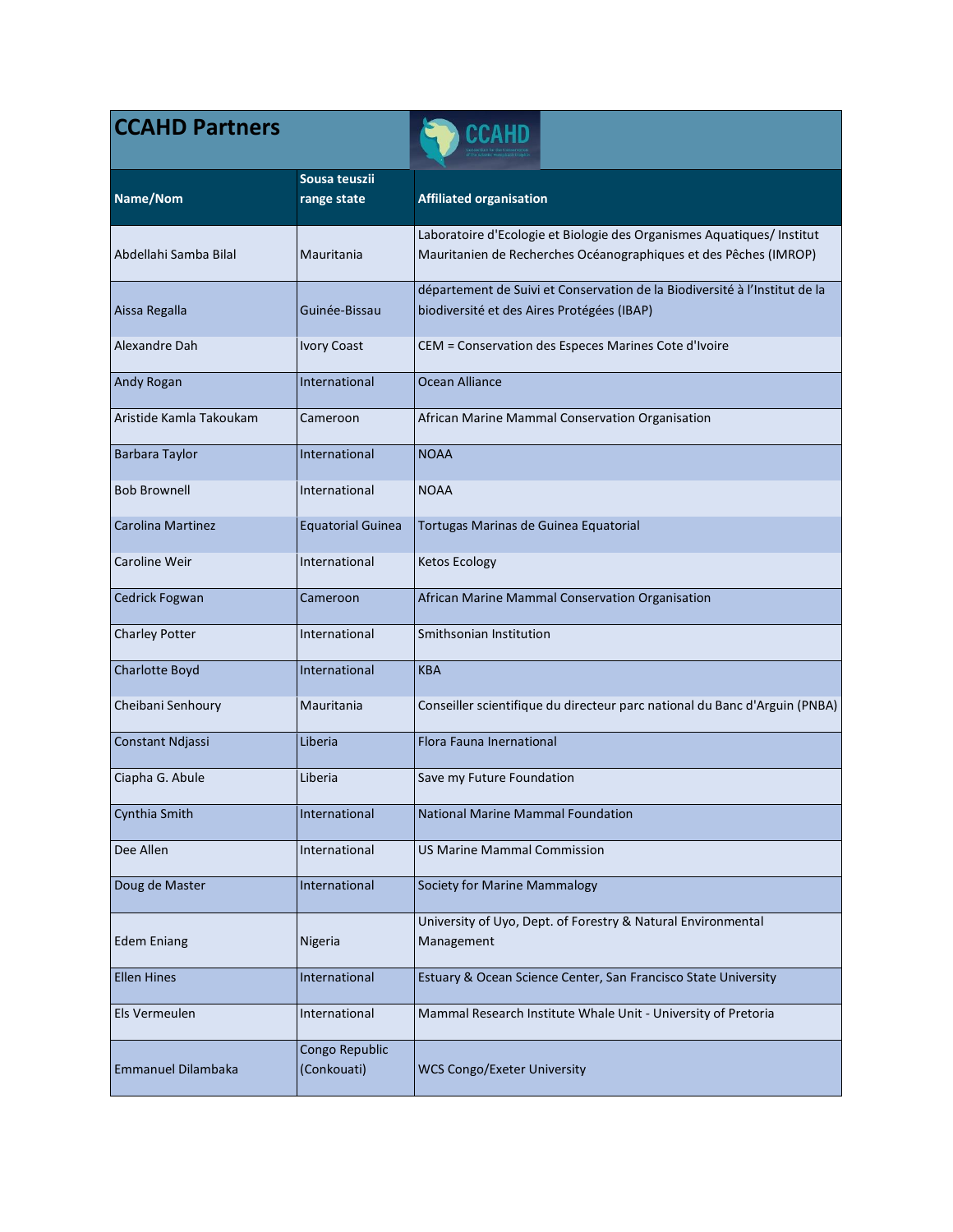# CCAHD Partners

| Name/Nom | Sousa teuszii range state | Affiliated organisation |
|---|---|---|
| Abdellahi Samba Bilal | Mauritania | Laboratoire d'Ecologie et Biologie des Organismes Aquatiques/ Institut Mauritanien de Recherches Océanographiques et des Pêches (IMROP) |
| Aissa Regalla | Guinée-Bissau | département de Suivi et Conservation de la Biodiversité à l'Institut de la biodiversité et des Aires Protégées (IBAP) |
| Alexandre Dah | Ivory Coast | CEM = Conservation des Especes Marines Cote d'Ivoire |
| Andy Rogan | International | Ocean Alliance |
| Aristide Kamla Takoukam | Cameroon | African Marine Mammal Conservation Organisation |
| Barbara Taylor | International | NOAA |
| Bob Brownell | International | NOAA |
| Carolina Martinez | Equatorial Guinea | Tortugas Marinas de Guinea Equatorial |
| Caroline Weir | International | Ketos Ecology |
| Cedrick Fogwan | Cameroon | African Marine Mammal Conservation Organisation |
| Charley Potter | International | Smithsonian Institution |
| Charlotte Boyd | International | KBA |
| Cheibani Senhoury | Mauritania | Conseiller scientifique du directeur parc national du Banc d'Arguin (PNBA) |
| Constant Ndjassi | Liberia | Flora Fauna Inernational |
| Ciapha G. Abule | Liberia | Save my Future Foundation |
| Cynthia Smith | International | National Marine Mammal Foundation |
| Dee Allen | International | US Marine Mammal Commission |
| Doug de Master | International | Society for Marine Mammalogy |
| Edem Eniang | Nigeria | University of Uyo, Dept. of Forestry & Natural Environmental Management |
| Ellen Hines | International | Estuary & Ocean Science Center, San Francisco State University |
| Els Vermeulen | International | Mammal Research Institute Whale Unit - University of Pretoria |
| Emmanuel Dilambaka | Congo Republic (Conkouati) | WCS Congo/Exeter University |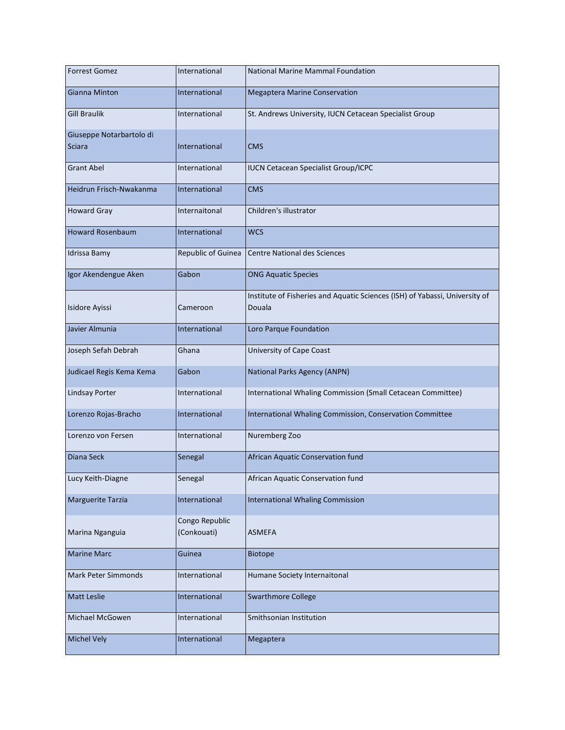| Forrest Gomez | International | National Marine Mammal Foundation |
|---|---|---|
| Gianna Minton | International | Megaptera Marine Conservation |
| Gill Braulik | International | St. Andrews University, IUCN Cetacean Specialist Group |
| Giuseppe Notarbartolo di Sciara | International | CMS |
| Grant Abel | International | IUCN Cetacean Specialist Group/ICPC |
| Heidrun Frisch-Nwakanma | International | CMS |
| Howard Gray | Internaitonal | Children's illustrator |
| Howard Rosenbaum | International | WCS |
| Idrissa Bamy | Republic of Guinea | Centre National des Sciences |
| Igor Akendengue Aken | Gabon | ONG Aquatic Species |
| Isidore Ayissi | Cameroon | Institute of Fisheries and Aquatic Sciences (ISH) of Yabassi, University of Douala |
| Javier Almunia | International | Loro Parque Foundation |
| Joseph Sefah Debrah | Ghana | University of Cape Coast |
| Judicael Regis Kema Kema | Gabon | National Parks Agency (ANPN) |
| Lindsay Porter | International | International Whaling Commission (Small Cetacean Committee) |
| Lorenzo Rojas-Bracho | International | International Whaling Commission, Conservation Committee |
| Lorenzo von Fersen | International | Nuremberg Zoo |
| Diana Seck | Senegal | African Aquatic Conservation fund |
| Lucy Keith-Diagne | Senegal | African Aquatic Conservation fund |
| Marguerite Tarzia | International | International Whaling Commission |
| Marina Nganguia | Congo Republic (Conkouati) | ASMEFA |
| Marine Marc | Guinea | Biotope |
| Mark Peter Simmonds | International | Humane Society Internaitonal |
| Matt Leslie | International | Swarthmore College |
| Michael McGowen | International | Smithsonian Institution |
| Michel Vely | International | Megaptera |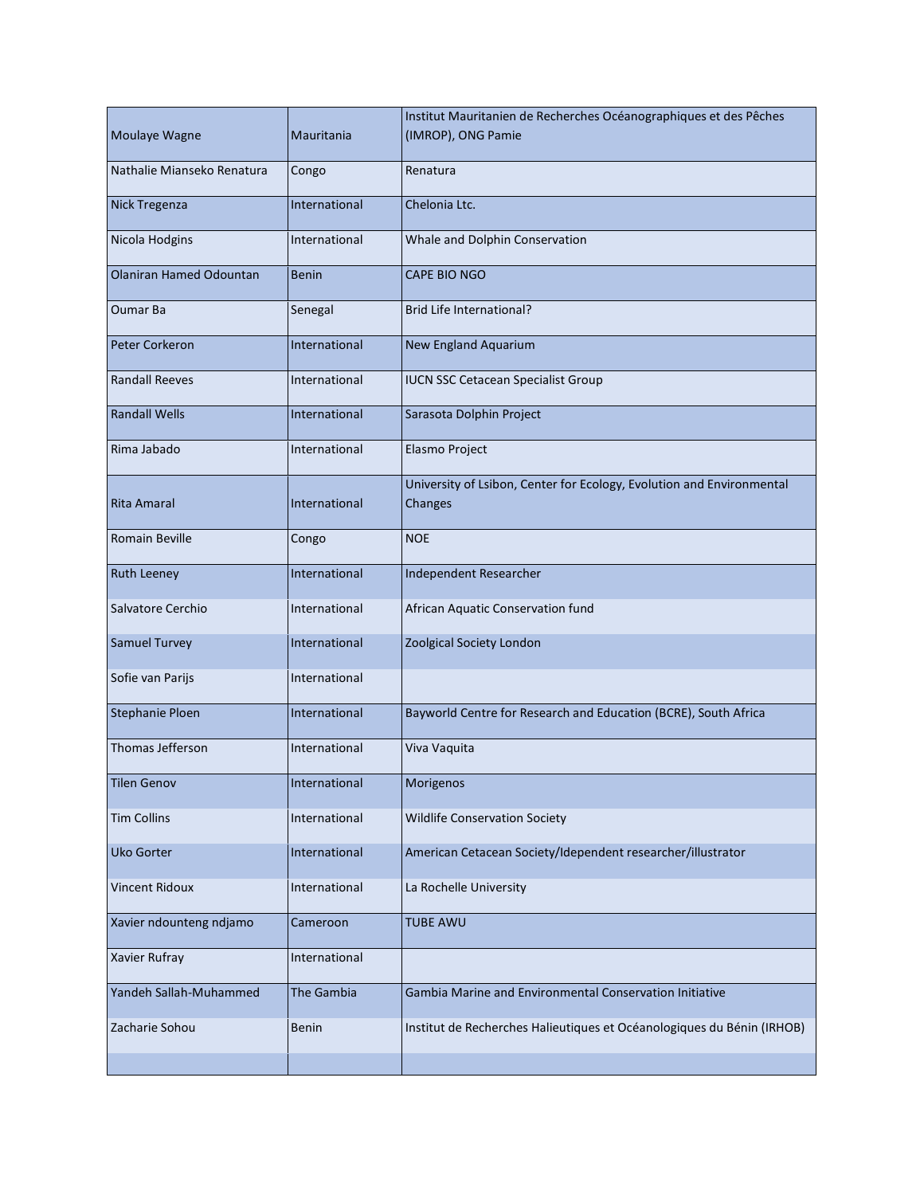| | | |
|---|---|---|
| Moulaye Wagne | Mauritania | Institut Mauritanien de Recherches Océanographiques et des Pêches (IMROP), ONG Pamie |
| Nathalie Mianseko Renatura | Congo | Renatura |
| Nick Tregenza | International | Chelonia Ltc. |
| Nicola Hodgins | International | Whale and Dolphin Conservation |
| Olaniran Hamed Odountan | Benin | CAPE BIO NGO |
| Oumar Ba | Senegal | Brid Life International? |
| Peter Corkeron | International | New England Aquarium |
| Randall Reeves | International | IUCN SSC Cetacean Specialist Group |
| Randall Wells | International | Sarasota Dolphin Project |
| Rima Jabado | International | Elasmo Project |
| Rita Amaral | International | University of Lsibon, Center for Ecology, Evolution and Environmental Changes |
| Romain Beville | Congo | NOE |
| Ruth Leeney | International | Independent Researcher |
| Salvatore Cerchio | International | African Aquatic Conservation fund |
| Samuel Turvey | International | Zoolgical Society London |
| Sofie van Parijs | International | |
| Stephanie Ploen | International | Bayworld Centre for Research and Education (BCRE), South Africa |
| Thomas Jefferson | International | Viva Vaquita |
| Tilen Genov | International | Morigenos |
| Tim Collins | International | Wildlife Conservation Society |
| Uko Gorter | International | American Cetacean Society/Idependent researcher/illustrator |
| Vincent Ridoux | International | La Rochelle University |
| Xavier ndounteng ndjamo | Cameroon | TUBE AWU |
| Xavier Rufray | International | |
| Yandeh Sallah-Muhammed | The Gambia | Gambia Marine and Environmental Conservation Initiative |
| Zacharie Sohou | Benin | Institut de Recherches Halieutiques et Océanologiques du Bénin (IRHOB) |
| | | |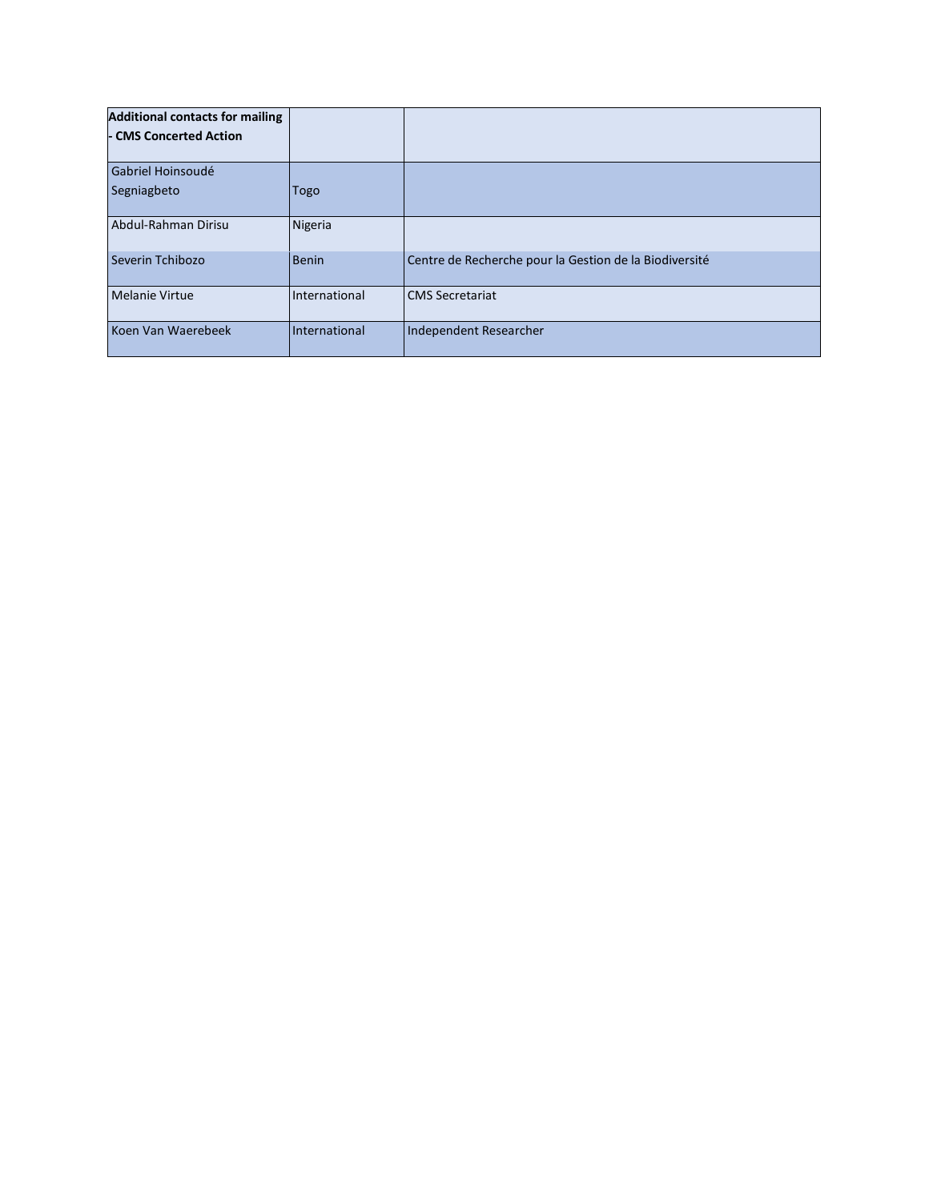| **Additional contacts for mailing - CMS Concerted Action** | | |
|---|---|---|
| Gabriel Hoinsoudé Segniagbeto | Togo | |
| Abdul-Rahman Dirisu | Nigeria | |
| Severin Tchibozo | Benin | Centre de Recherche pour la Gestion de la Biodiversité |
| Melanie Virtue | International | CMS Secretariat |
| Koen Van Waerebeek | International | Independent Researcher |